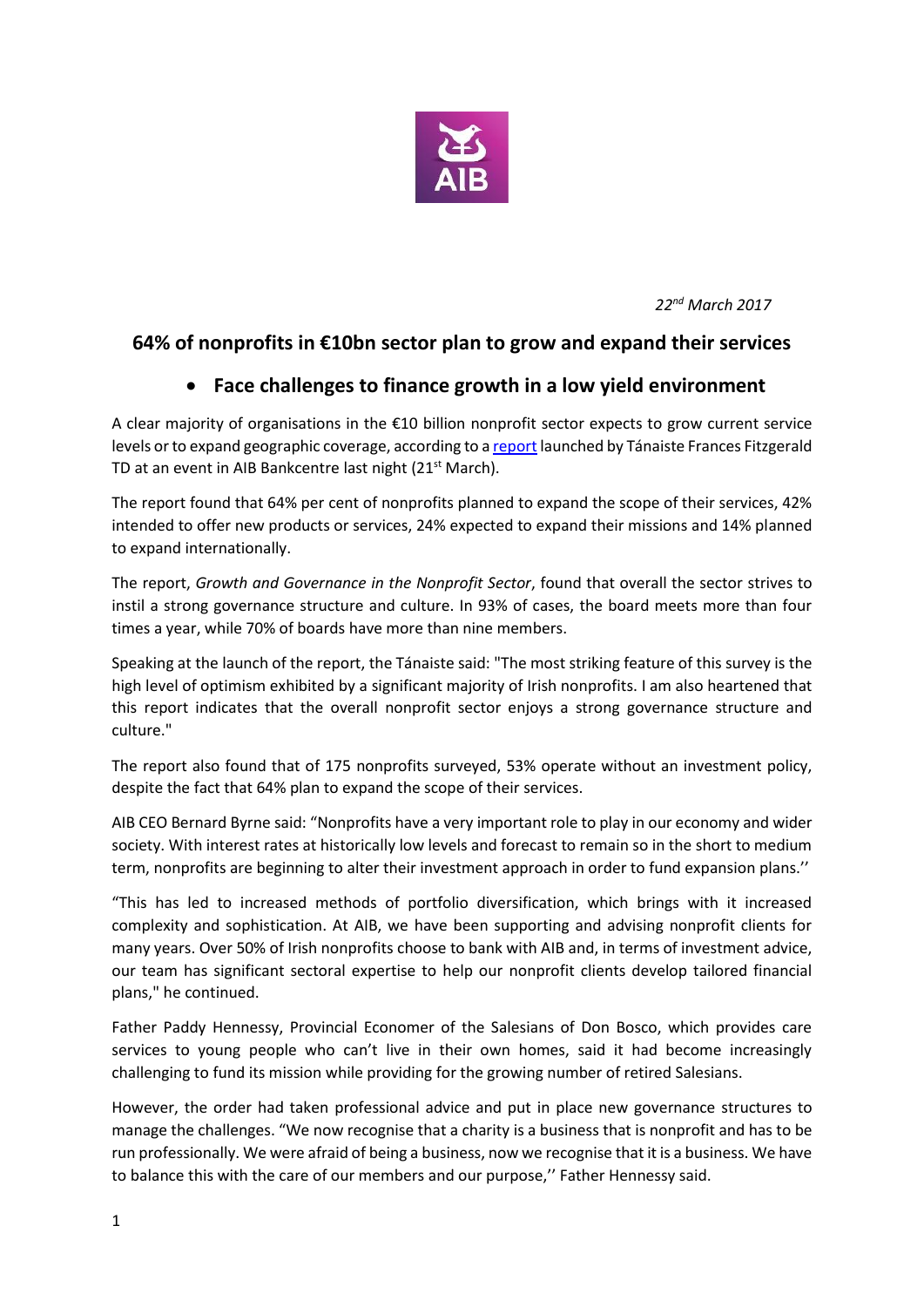*22nd March 2017*

## 64% of nonprofits in €10bn sector plan to grow and expand their services

- **Face challenges to finance growth in a low yield environment**

A clear majority of organisations in the €10 billion nonprofit sector expects to grow current service levels or to expand geographic coverage, according to a report launched by Tánaiste Frances Fitzgerald TD at an event in AIB Bankcentre last night (21st March).

The report found that 64% per cent of nonprofits planned to expand the scope of their services, 42% intended to offer new products or services, 24% expected to expand their missions and 14% planned to expand internationally.

The report, *Growth and Governance in the Nonprofit Sector*, found that overall the sector strives to instil a strong governance structure and culture. In 93% of cases, the board meets more than four times a year, while 70% of boards have more than nine members.

Speaking at the launch of the report, the Tánaiste said: "The most striking feature of this survey is the high level of optimism exhibited by a significant majority of Irish nonprofits. I am also heartened that this report indicates that the overall nonprofit sector enjoys a strong governance structure and culture."

The report also found that of 175 nonprofits surveyed, 53% operate without an investment policy, despite the fact that 64% plan to expand the scope of their services.

AIB CEO Bernard Byrne said: "Nonprofits have a very important role to play in our economy and wider society. With interest rates at historically low levels and forecast to remain so in the short to medium term, nonprofits are beginning to alter their investment approach in order to fund expansion plans.''

"This has led to increased methods of portfolio diversification, which brings with it increased complexity and sophistication. At AIB, we have been supporting and advising nonprofit clients for many years. Over 50% of Irish nonprofits choose to bank with AIB and, in terms of investment advice, our team has significant sectoral expertise to help our nonprofit clients develop tailored financial plans," he continued.

Father Paddy Hennessy, Provincial Economer of the Salesians of Don Bosco, which provides care services to young people who can't live in their own homes, said it had become increasingly challenging to fund its mission while providing for the growing number of retired Salesians.

However, the order had taken professional advice and put in place new governance structures to manage the challenges. "We now recognise that a charity is a business that is nonprofit and has to be run professionally. We were afraid of being a business, now we recognise that it is a business. We have to balance this with the care of our members and our purpose,'' Father Hennessy said.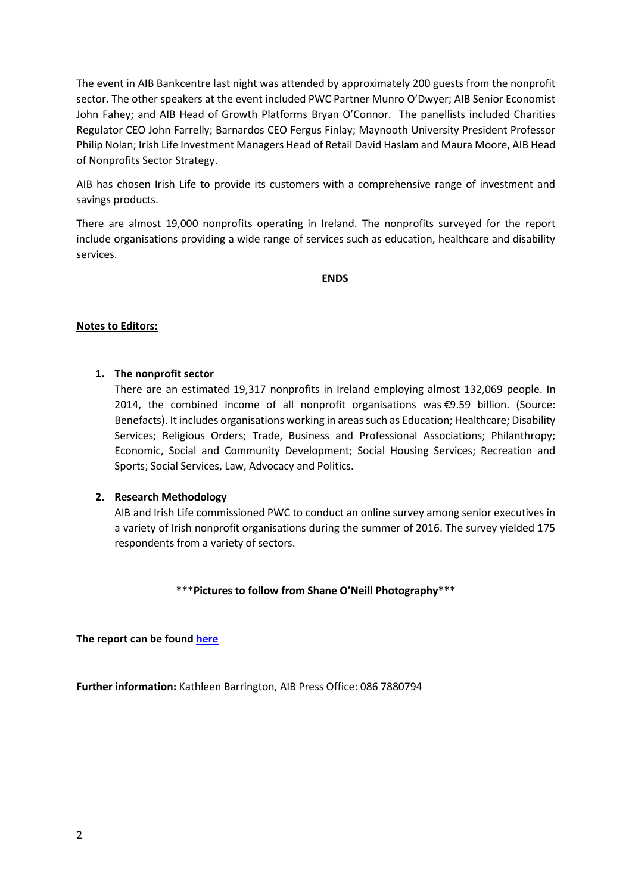The event in AIB Bankcentre last night was attended by approximately 200 guests from the nonprofit sector. The other speakers at the event included PWC Partner Munro O'Dwyer; AIB Senior Economist John Fahey; and AIB Head of Growth Platforms Bryan O'Connor. The panellists included Charities Regulator CEO John Farrelly; Barnardos CEO Fergus Finlay; Maynooth University President Professor Philip Nolan; Irish Life Investment Managers Head of Retail David Haslam and Maura Moore, AIB Head of Nonprofits Sector Strategy.

AIB has chosen Irish Life to provide its customers with a comprehensive range of investment and savings products.

There are almost 19,000 nonprofits operating in Ireland. The nonprofits surveyed for the report include organisations providing a wide range of services such as education, healthcare and disability services.

**ENDS**

**Notes to Editors:**

1. **The nonprofit sector**
   There are an estimated 19,317 nonprofits in Ireland employing almost 132,069 people. In 2014, the combined income of all nonprofit organisations was €9.59 billion. (Source: Benefacts). It includes organisations working in areas such as Education; Healthcare; Disability Services; Religious Orders; Trade, Business and Professional Associations; Philanthropy; Economic, Social and Community Development; Social Housing Services; Recreation and Sports; Social Services, Law, Advocacy and Politics.

2. **Research Methodology**
   AIB and Irish Life commissioned PWC to conduct an online survey among senior executives in a variety of Irish nonprofit organisations during the summer of 2016. The survey yielded 175 respondents from a variety of sectors.

**\*\*\*Pictures to follow from Shane O'Neill Photography\*\*\***

**The report can be found here**

**Further information:** Kathleen Barrington, AIB Press Office: 086 7880794